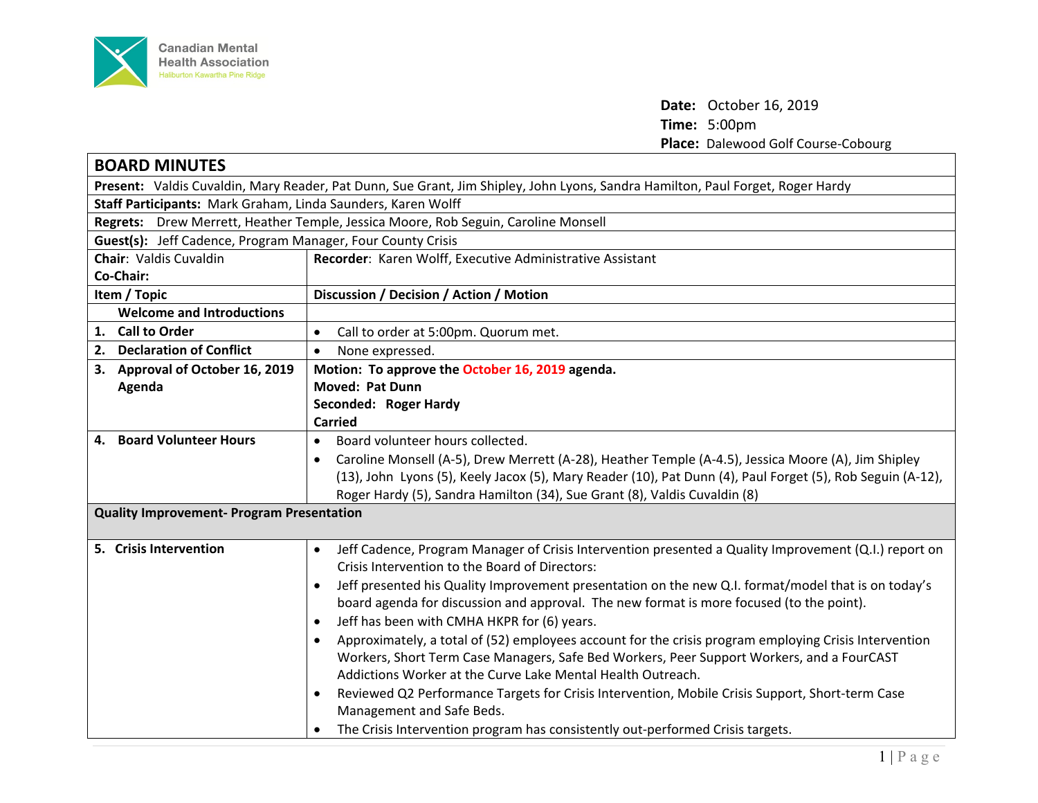Canadian Mental Health Association
Haliburton Kawartha Pine Ridge

**Date:** October 16, 2019
**Time:** 5:00pm
**Place:** Dalewood Golf Course-Cobourg

# BOARD MINUTES

**Present:** Valdis Cuvaldin, Mary Reader, Pat Dunn, Sue Grant, Jim Shipley, John Lyons, Sandra Hamilton, Paul Forget, Roger Hardy

**Staff Participants:** Mark Graham, Linda Saunders, Karen Wolff

**Regrets:** Drew Merrett, Heather Temple, Jessica Moore, Rob Seguin, Caroline Monsell

**Guest(s):** Jeff Cadence, Program Manager, Four County Crisis

**Chair:** Valdis Cuvaldin
**Co-Chair:**

**Recorder:** Karen Wolff, Executive Administrative Assistant

| Item / Topic | Discussion / Decision / Action / Motion |
|---|---|
| **Welcome and Introductions** | |
| **1. Call to Order** | • Call to order at 5:00pm. Quorum met. |
| **2. Declaration of Conflict** | • None expressed. |
| **3. Approval of October 16, 2019 Agenda** | **Motion: To approve the October 16, 2019 agenda.**<br>**Moved: Pat Dunn**<br>**Seconded: Roger Hardy**<br>**Carried** |
| **4. Board Volunteer Hours** | • Board volunteer hours collected.<br>• Caroline Monsell (A-5), Drew Merrett (A-28), Heather Temple (A-4.5), Jessica Moore (A), Jim Shipley (13), John Lyons (5), Keely Jacox (5), Mary Reader (10), Pat Dunn (4), Paul Forget (5), Rob Seguin (A-12), Roger Hardy (5), Sandra Hamilton (34), Sue Grant (8), Valdis Cuvaldin (8) |
| **Quality Improvement- Program Presentation** | |
| **5. Crisis Intervention** | • Jeff Cadence, Program Manager of Crisis Intervention presented a Quality Improvement (Q.I.) report on Crisis Intervention to the Board of Directors:<br>• Jeff presented his Quality Improvement presentation on the new Q.I. format/model that is on today's board agenda for discussion and approval. The new format is more focused (to the point).<br>• Jeff has been with CMHA HKPR for (6) years.<br>• Approximately, a total of (52) employees account for the crisis program employing Crisis Intervention Workers, Short Term Case Managers, Safe Bed Workers, Peer Support Workers, and a FourCAST Addictions Worker at the Curve Lake Mental Health Outreach.<br>• Reviewed Q2 Performance Targets for Crisis Intervention, Mobile Crisis Support, Short-term Case Management and Safe Beds.<br>• The Crisis Intervention program has consistently out-performed Crisis targets. |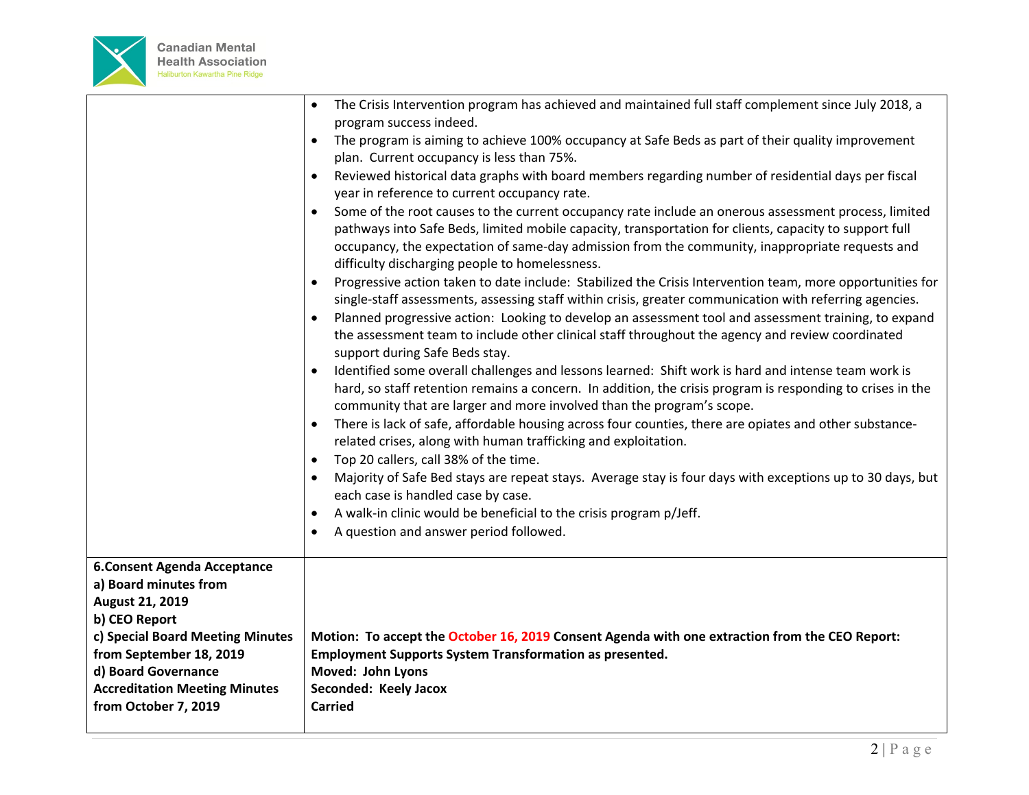| | |
|---|---|
| | • The Crisis Intervention program has achieved and maintained full staff complement since July 2018, a program success indeed.<br>• The program is aiming to achieve 100% occupancy at Safe Beds as part of their quality improvement plan. Current occupancy is less than 75%.<br>• Reviewed historical data graphs with board members regarding number of residential days per fiscal year in reference to current occupancy rate.<br>• Some of the root causes to the current occupancy rate include an onerous assessment process, limited pathways into Safe Beds, limited mobile capacity, transportation for clients, capacity to support full occupancy, the expectation of same-day admission from the community, inappropriate requests and difficulty discharging people to homelessness.<br>• Progressive action taken to date include: Stabilized the Crisis Intervention team, more opportunities for single-staff assessments, assessing staff within crisis, greater communication with referring agencies.<br>• Planned progressive action: Looking to develop an assessment tool and assessment training, to expand the assessment team to include other clinical staff throughout the agency and review coordinated support during Safe Beds stay.<br>• Identified some overall challenges and lessons learned: Shift work is hard and intense team work is hard, so staff retention remains a concern. In addition, the crisis program is responding to crises in the community that are larger and more involved than the program's scope.<br>• There is lack of safe, affordable housing across four counties, there are opiates and other substance-related crises, along with human trafficking and exploitation.<br>• Top 20 callers, call 38% of the time.<br>• Majority of Safe Bed stays are repeat stays. Average stay is four days with exceptions up to 30 days, but each case is handled case by case.<br>• A walk-in clinic would be beneficial to the crisis program p/Jeff.<br>• A question and answer period followed. |
| **6.Consent Agenda Acceptance**<br>**a) Board minutes from August 21, 2019**<br>**b) CEO Report**<br>**c) Special Board Meeting Minutes from September 18, 2019**<br>**d) Board Governance Accreditation Meeting Minutes from October 7, 2019** | **Motion: To accept the October 16, 2019 Consent Agenda with one extraction from the CEO Report: Employment Supports System Transformation as presented.**<br>**Moved: John Lyons**<br>**Seconded: Keely Jacox**<br>**Carried** |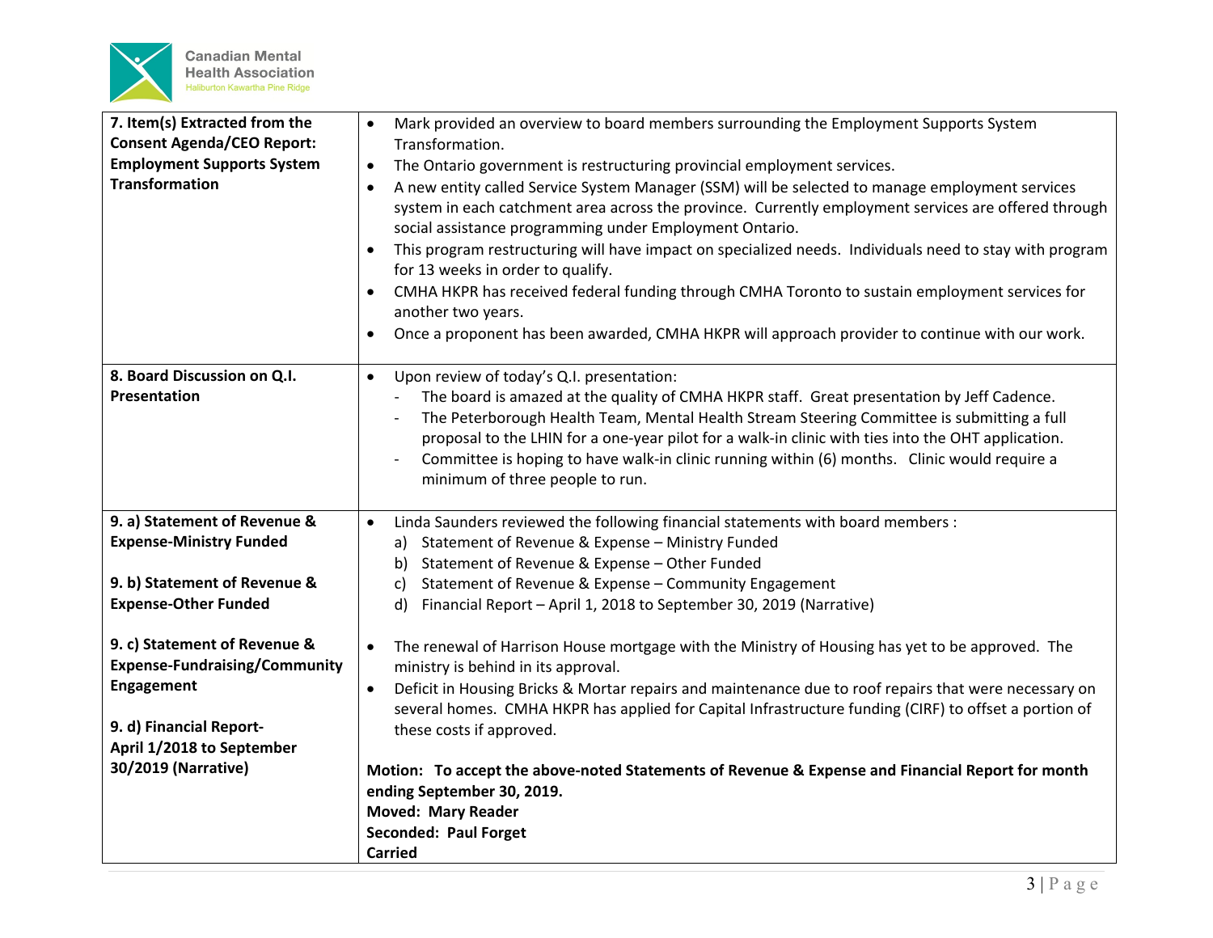| | |
|---|---|
| **7. Item(s) Extracted from the Consent Agenda/CEO Report: Employment Supports System Transformation** | • Mark provided an overview to board members surrounding the Employment Supports System Transformation.<br>• The Ontario government is restructuring provincial employment services.<br>• A new entity called Service System Manager (SSM) will be selected to manage employment services system in each catchment area across the province. Currently employment services are offered through social assistance programming under Employment Ontario.<br>• This program restructuring will have impact on specialized needs. Individuals need to stay with program for 13 weeks in order to qualify.<br>• CMHA HKPR has received federal funding through CMHA Toronto to sustain employment services for another two years.<br>• Once a proponent has been awarded, CMHA HKPR will approach provider to continue with our work. |
| **8. Board Discussion on Q.I. Presentation** | • Upon review of today's Q.I. presentation:<br>- The board is amazed at the quality of CMHA HKPR staff. Great presentation by Jeff Cadence.<br>- The Peterborough Health Team, Mental Health Stream Steering Committee is submitting a full proposal to the LHIN for a one-year pilot for a walk-in clinic with ties into the OHT application.<br>- Committee is hoping to have walk-in clinic running within (6) months. Clinic would require a minimum of three people to run. |
| **9. a) Statement of Revenue & Expense-Ministry Funded**<br><br>**9. b) Statement of Revenue & Expense-Other Funded**<br><br>**9. c) Statement of Revenue & Expense-Fundraising/Community Engagement**<br><br>**9. d) Financial Report- April 1/2018 to September 30/2019 (Narrative)** | • Linda Saunders reviewed the following financial statements with board members :<br>a) Statement of Revenue & Expense – Ministry Funded<br>b) Statement of Revenue & Expense – Other Funded<br>c) Statement of Revenue & Expense – Community Engagement<br>d) Financial Report – April 1, 2018 to September 30, 2019 (Narrative)<br><br>• The renewal of Harrison House mortgage with the Ministry of Housing has yet to be approved. The ministry is behind in its approval.<br>• Deficit in Housing Bricks & Mortar repairs and maintenance due to roof repairs that were necessary on several homes. CMHA HKPR has applied for Capital Infrastructure funding (CIRF) to offset a portion of these costs if approved.<br><br>**Motion: To accept the above-noted Statements of Revenue & Expense and Financial Report for month ending September 30, 2019.**<br>**Moved: Mary Reader**<br>**Seconded: Paul Forget**<br>**Carried** |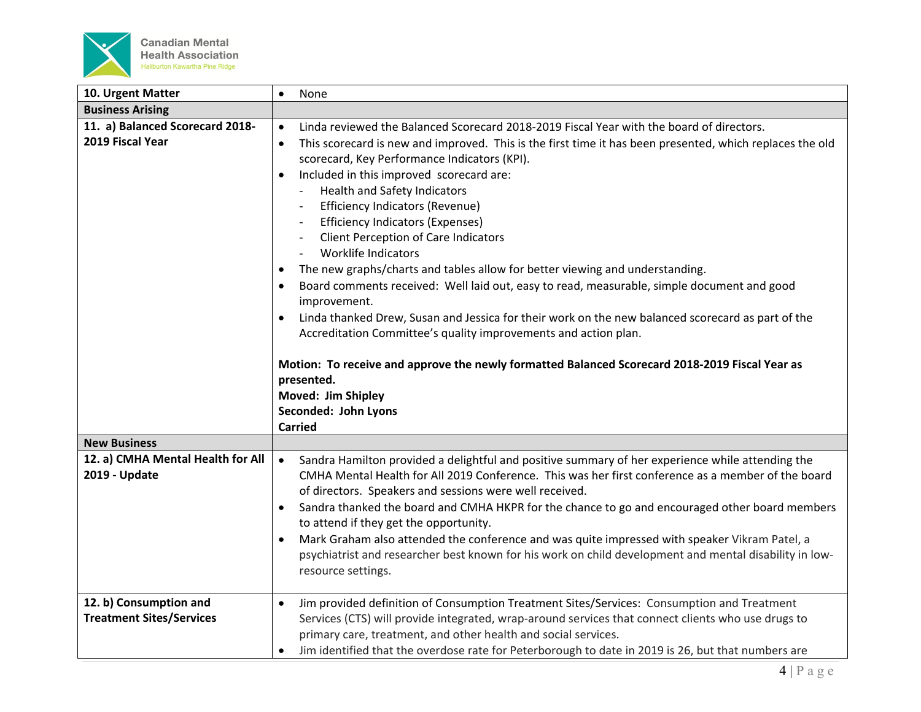| 10. Urgent Matter | • None |
|---|---|
| **Business Arising** | |
| **11. a) Balanced Scorecard 2018-2019 Fiscal Year** | • Linda reviewed the Balanced Scorecard 2018-2019 Fiscal Year with the board of directors.<br>• This scorecard is new and improved. This is the first time it has been presented, which replaces the old scorecard, Key Performance Indicators (KPI).<br>• Included in this improved scorecard are:<br>- Health and Safety Indicators<br>- Efficiency Indicators (Revenue)<br>- Efficiency Indicators (Expenses)<br>- Client Perception of Care Indicators<br>- Worklife Indicators<br>• The new graphs/charts and tables allow for better viewing and understanding.<br>• Board comments received: Well laid out, easy to read, measurable, simple document and good improvement.<br>• Linda thanked Drew, Susan and Jessica for their work on the new balanced scorecard as part of the Accreditation Committee's quality improvements and action plan.<br><br>**Motion: To receive and approve the newly formatted Balanced Scorecard 2018-2019 Fiscal Year as presented.**<br>**Moved: Jim Shipley**<br>**Seconded: John Lyons**<br>**Carried** |
| **New Business** | |
| **12. a) CMHA Mental Health for All 2019 - Update** | • Sandra Hamilton provided a delightful and positive summary of her experience while attending the CMHA Mental Health for All 2019 Conference. This was her first conference as a member of the board of directors. Speakers and sessions were well received.<br>• Sandra thanked the board and CMHA HKPR for the chance to go and encouraged other board members to attend if they get the opportunity.<br>• Mark Graham also attended the conference and was quite impressed with speaker Vikram Patel, a psychiatrist and researcher best known for his work on child development and mental disability in low-resource settings. |
| **12. b) Consumption and Treatment Sites/Services** | • Jim provided definition of Consumption Treatment Sites/Services: Consumption and Treatment Services (CTS) will provide integrated, wrap-around services that connect clients who use drugs to primary care, treatment, and other health and social services.<br>• Jim identified that the overdose rate for Peterborough to date in 2019 is 26, but that numbers are |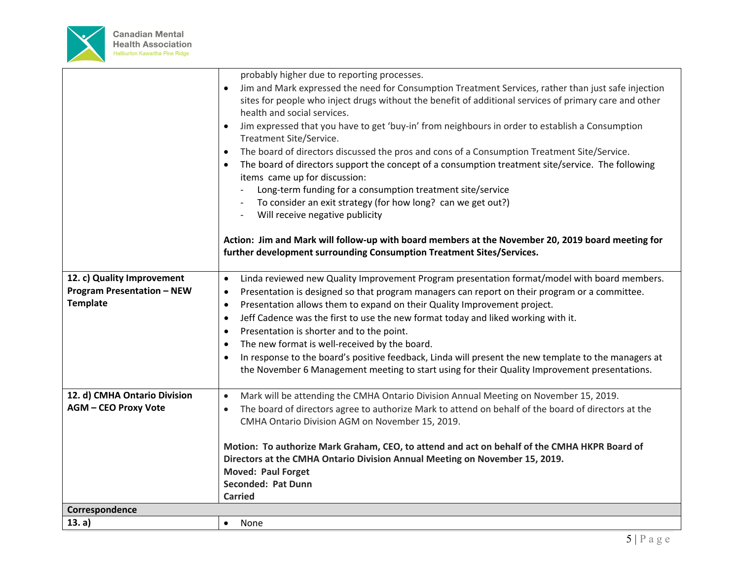| | |
|---|---|
| | probably higher due to reporting processes.<br>• Jim and Mark expressed the need for Consumption Treatment Services, rather than just safe injection sites for people who inject drugs without the benefit of additional services of primary care and other health and social services.<br>• Jim expressed that you have to get 'buy-in' from neighbours in order to establish a Consumption Treatment Site/Service.<br>• The board of directors discussed the pros and cons of a Consumption Treatment Site/Service.<br>• The board of directors support the concept of a consumption treatment site/service. The following items came up for discussion:<br>- Long-term funding for a consumption treatment site/service<br>- To consider an exit strategy (for how long? can we get out?)<br>- Will receive negative publicity<br><br>**Action: Jim and Mark will follow-up with board members at the November 20, 2019 board meeting for further development surrounding Consumption Treatment Sites/Services.** |
| **12. c) Quality Improvement Program Presentation – NEW Template** | • Linda reviewed new Quality Improvement Program presentation format/model with board members.<br>• Presentation is designed so that program managers can report on their program or a committee.<br>• Presentation allows them to expand on their Quality Improvement project.<br>• Jeff Cadence was the first to use the new format today and liked working with it.<br>• Presentation is shorter and to the point.<br>• The new format is well-received by the board.<br>• In response to the board's positive feedback, Linda will present the new template to the managers at the November 6 Management meeting to start using for their Quality Improvement presentations. |
| **12. d) CMHA Ontario Division AGM – CEO Proxy Vote** | • Mark will be attending the CMHA Ontario Division Annual Meeting on November 15, 2019.<br>• The board of directors agree to authorize Mark to attend on behalf of the board of directors at the CMHA Ontario Division AGM on November 15, 2019.<br><br>**Motion: To authorize Mark Graham, CEO, to attend and act on behalf of the CMHA HKPR Board of Directors at the CMHA Ontario Division Annual Meeting on November 15, 2019.**<br>**Moved: Paul Forget**<br>**Seconded: Pat Dunn**<br>**Carried** |
| **Correspondence** | |
| **13. a)** | • None |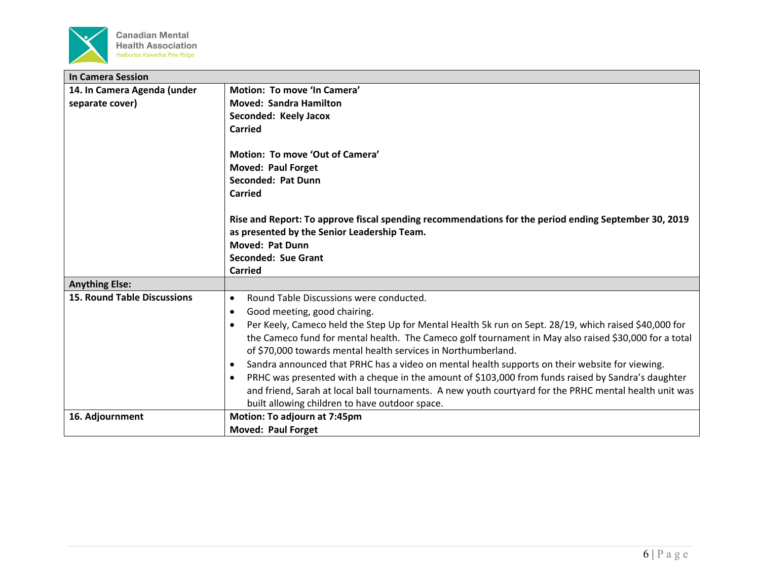| In Camera Session | |
|---|---|
| **14. In Camera Agenda (under separate cover)** | **Motion: To move 'In Camera'**<br>**Moved: Sandra Hamilton**<br>**Seconded: Keely Jacox**<br>**Carried**<br><br>**Motion: To move 'Out of Camera'**<br>**Moved: Paul Forget**<br>**Seconded: Pat Dunn**<br>**Carried**<br><br>**Rise and Report: To approve fiscal spending recommendations for the period ending September 30, 2019 as presented by the Senior Leadership Team.**<br>**Moved: Pat Dunn**<br>**Seconded: Sue Grant**<br>**Carried** |
| **Anything Else:** | |
| **15. Round Table Discussions** | • Round Table Discussions were conducted.<br>• Good meeting, good chairing.<br>• Per Keely, Cameco held the Step Up for Mental Health 5k run on Sept. 28/19, which raised $40,000 for the Cameco fund for mental health. The Cameco golf tournament in May also raised $30,000 for a total of $70,000 towards mental health services in Northumberland.<br>• Sandra announced that PRHC has a video on mental health supports on their website for viewing.<br>• PRHC was presented with a cheque in the amount of $103,000 from funds raised by Sandra's daughter and friend, Sarah at local ball tournaments. A new youth courtyard for the PRHC mental health unit was built allowing children to have outdoor space. |
| **16. Adjournment** | **Motion: To adjourn at 7:45pm**<br>**Moved: Paul Forget** |